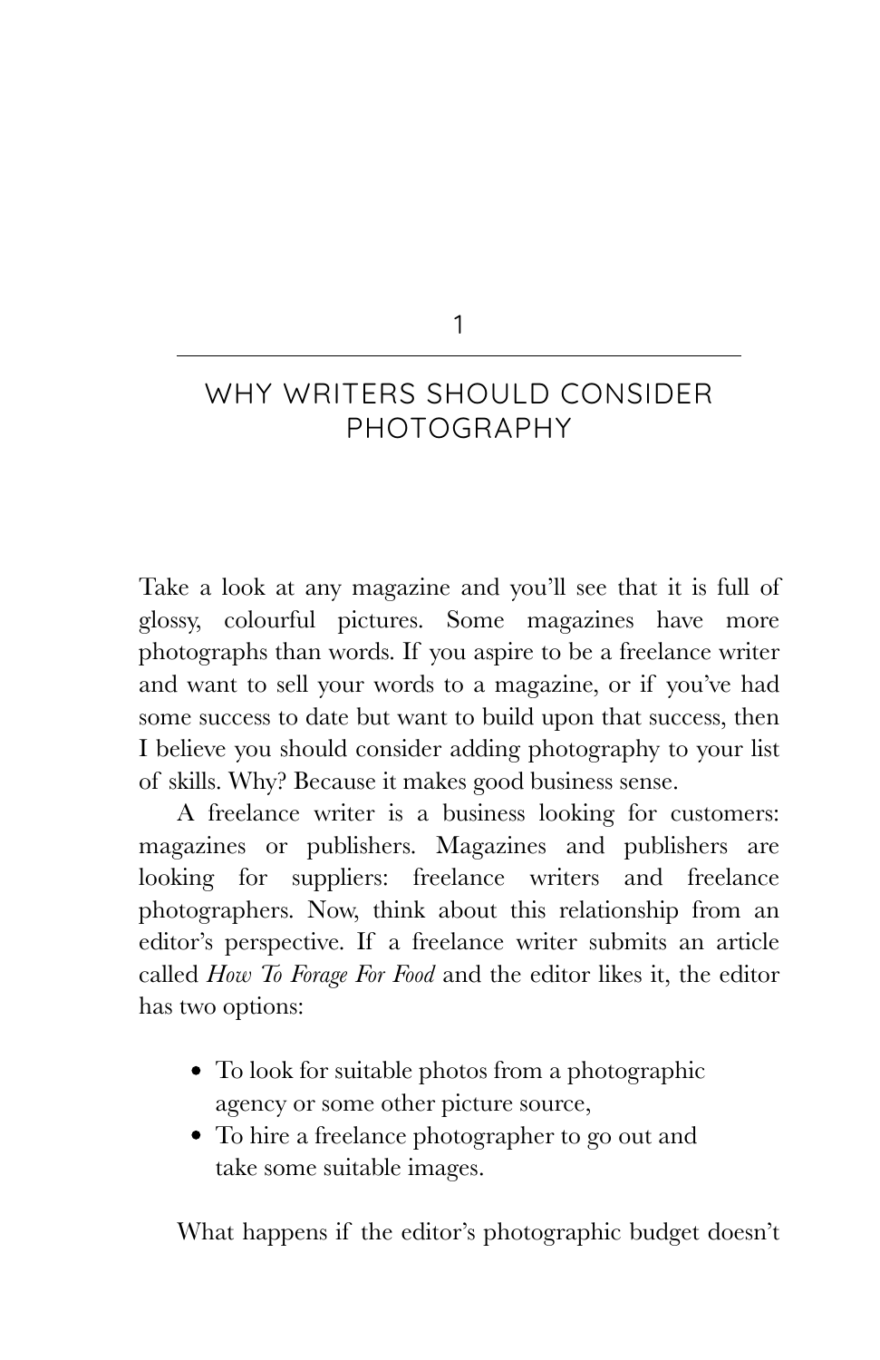# 1

# WHY WRITERS SHOULD CONSIDER PHOTOGRAPHY

Take a look at any magazine and you'll see that it is full of glossy, colourful pictures. Some magazines have more photographs than words. If you aspire to be a freelance writer and want to sell your words to a magazine, or if you've had some success to date but want to build upon that success, then I believe you should consider adding photography to your list of skills. Why? Because it makes good business sense.

A freelance writer is a business looking for customers: magazines or publishers. Magazines and publishers are looking for suppliers: freelance writers and freelance photographers. Now, think about this relationship from an editor's perspective. If a freelance writer submits an article called *How To Forage For Food* and the editor likes it, the editor has two options:

- To look for suitable photos from a photographic agency or some other picture source,
- To hire a freelance photographer to go out and take some suitable images.

What happens if the editor's photographic budget doesn't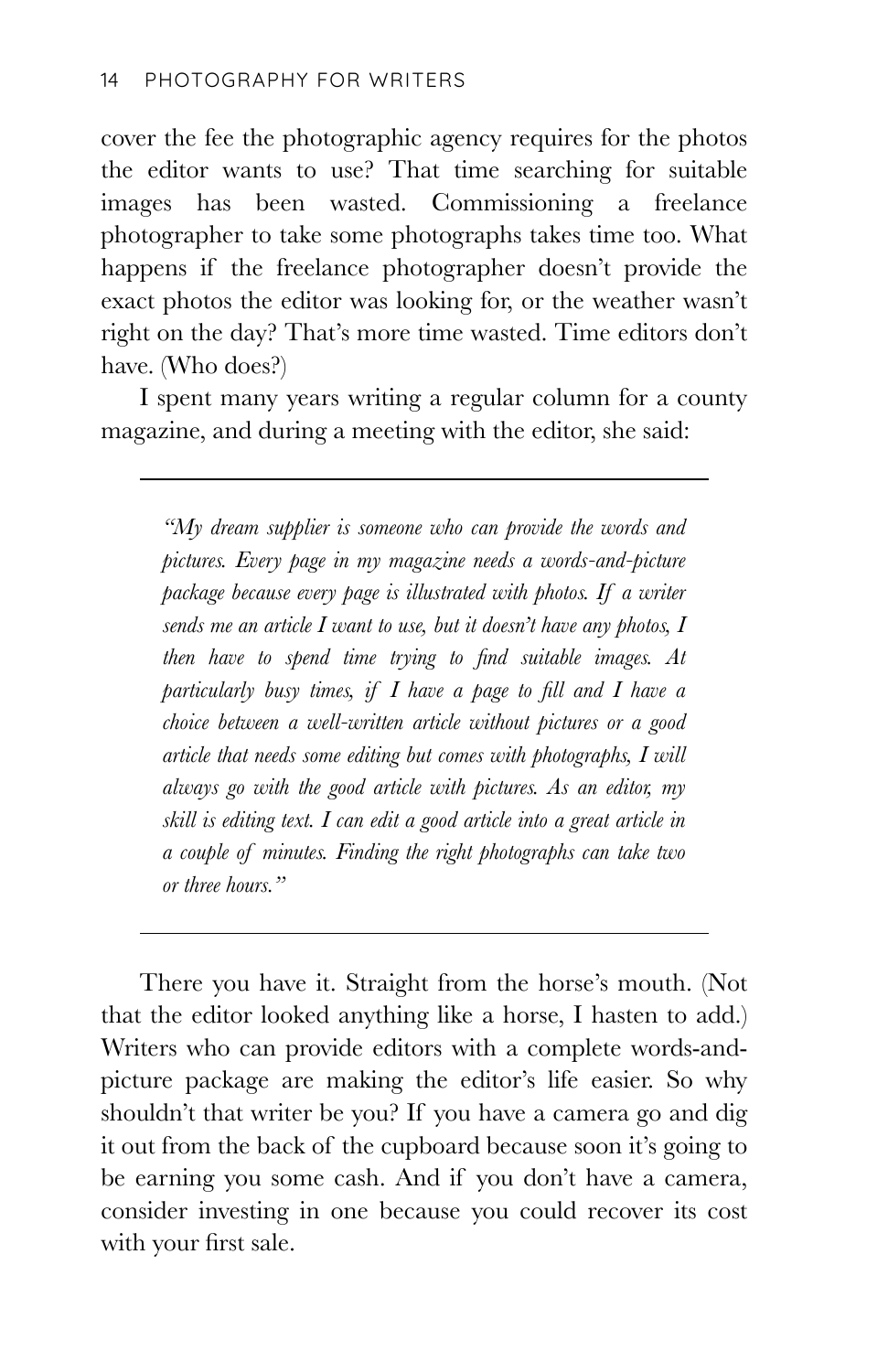cover the fee the photographic agency requires for the photos the editor wants to use? That time searching for suitable images has been wasted. Commissioning a freelance photographer to take some photographs takes time too. What happens if the freelance photographer doesn't provide the exact photos the editor was looking for, or the weather wasn't right on the day? That's more time wasted. Time editors don't have. (Who does?)

I spent many years writing a regular column for a county magazine, and during a meeting with the editor, she said:

---

> *"My dream supplier is someone who can provide the words and pictures. Every page in my magazine needs a words-and-picture package because every page is illustrated with photos. If a writer sends me an article I want to use, but it doesn't have any photos, I then have to spend time trying to find suitable images. At particularly busy times, if I have a page to fill and I have a choice between a well-written article without pictures or a good article that needs some editing but comes with photographs, I will always go with the good article with pictures. As an editor, my skill is editing text. I can edit a good article into a great article in a couple of minutes. Finding the right photographs can take two or three hours."*

---

There you have it. Straight from the horse's mouth. (Not that the editor looked anything like a horse, I hasten to add.) Writers who can provide editors with a complete words-and-picture package are making the editor's life easier. So why shouldn't that writer be you? If you have a camera go and dig it out from the back of the cupboard because soon it's going to be earning you some cash. And if you don't have a camera, consider investing in one because you could recover its cost with your first sale.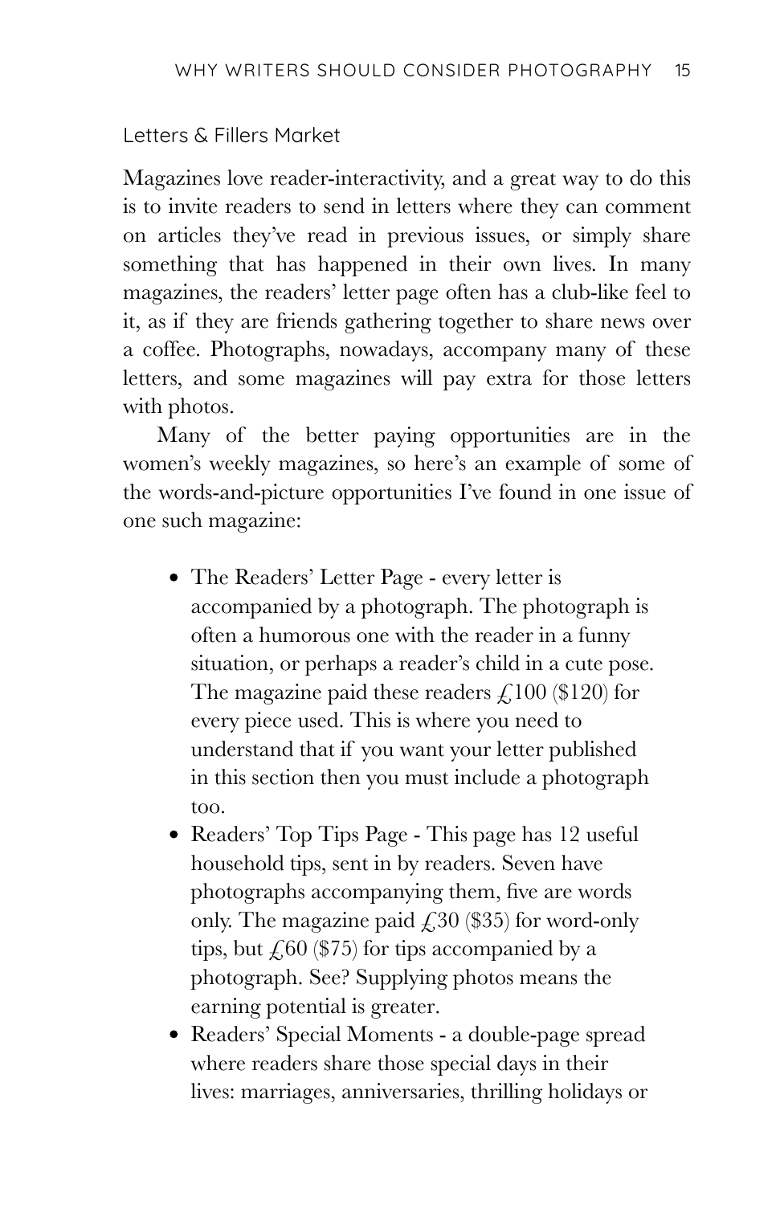### Letters & Fillers Market

Magazines love reader-interactivity, and a great way to do this is to invite readers to send in letters where they can comment on articles they've read in previous issues, or simply share something that has happened in their own lives. In many magazines, the readers' letter page often has a club-like feel to it, as if they are friends gathering together to share news over a coffee. Photographs, nowadays, accompany many of these letters, and some magazines will pay extra for those letters with photos.

Many of the better paying opportunities are in the women's weekly magazines, so here's an example of some of the words-and-picture opportunities I've found in one issue of one such magazine:

- The Readers' Letter Page - every letter is accompanied by a photograph. The photograph is often a humorous one with the reader in a funny situation, or perhaps a reader's child in a cute pose. The magazine paid these readers £100 ($120) for every piece used. This is where you need to understand that if you want your letter published in this section then you must include a photograph too.
- Readers' Top Tips Page - This page has 12 useful household tips, sent in by readers. Seven have photographs accompanying them, five are words only. The magazine paid £30 ($35) for word-only tips, but £60 ($75) for tips accompanied by a photograph. See? Supplying photos means the earning potential is greater.
- Readers' Special Moments - a double-page spread where readers share those special days in their lives: marriages, anniversaries, thrilling holidays or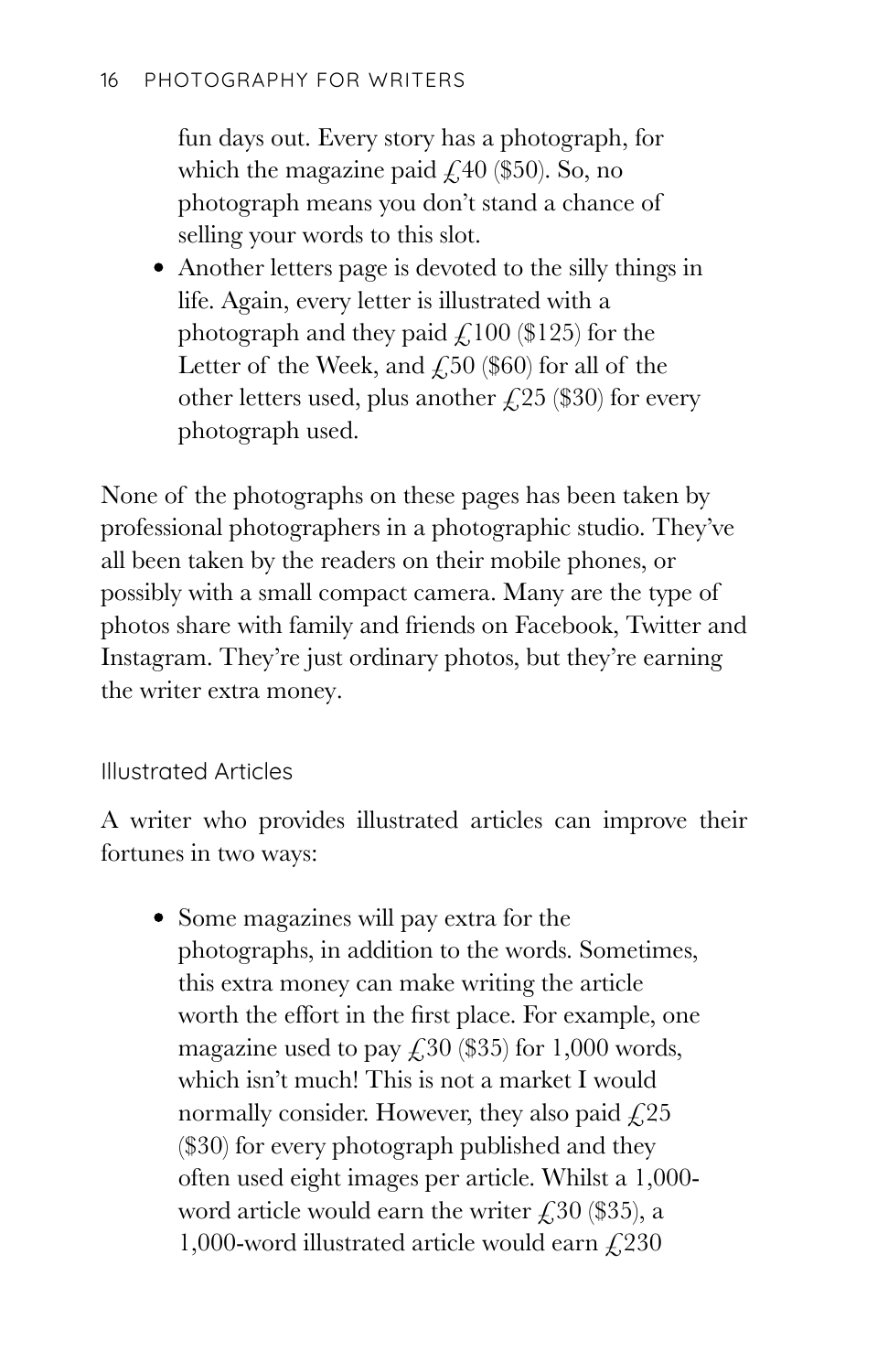fun days out. Every story has a photograph, for which the magazine paid £40 ($50). So, no photograph means you don't stand a chance of selling your words to this slot.

- Another letters page is devoted to the silly things in life. Again, every letter is illustrated with a photograph and they paid £100 ($125) for the Letter of the Week, and £50 ($60) for all of the other letters used, plus another £25 ($30) for every photograph used.

None of the photographs on these pages has been taken by professional photographers in a photographic studio. They've all been taken by the readers on their mobile phones, or possibly with a small compact camera. Many are the type of photos share with family and friends on Facebook, Twitter and Instagram. They're just ordinary photos, but they're earning the writer extra money.

### Illustrated Articles

A writer who provides illustrated articles can improve their fortunes in two ways:

- Some magazines will pay extra for the photographs, in addition to the words. Sometimes, this extra money can make writing the article worth the effort in the first place. For example, one magazine used to pay £30 ($35) for 1,000 words, which isn't much! This is not a market I would normally consider. However, they also paid £25 ($30) for every photograph published and they often used eight images per article. Whilst a 1,000-word article would earn the writer £30 ($35), a 1,000-word illustrated article would earn £230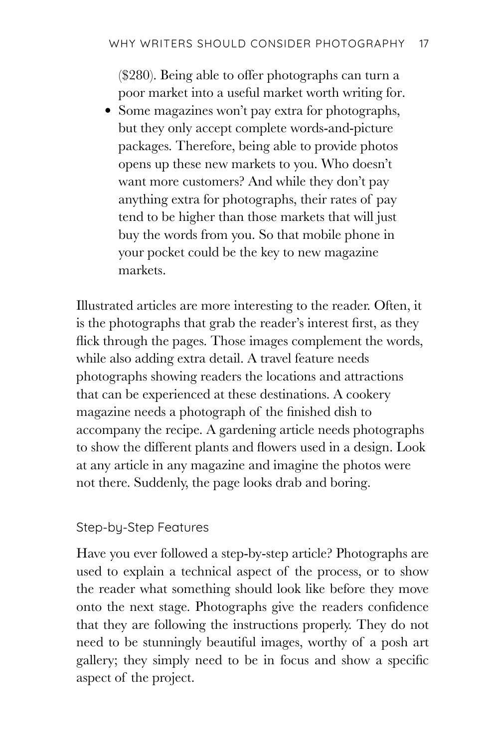(\$280). Being able to offer photographs can turn a poor market into a useful market worth writing for.

- Some magazines won't pay extra for photographs, but they only accept complete words-and-picture packages. Therefore, being able to provide photos opens up these new markets to you. Who doesn't want more customers? And while they don't pay anything extra for photographs, their rates of pay tend to be higher than those markets that will just buy the words from you. So that mobile phone in your pocket could be the key to new magazine markets.

Illustrated articles are more interesting to the reader. Often, it is the photographs that grab the reader's interest first, as they flick through the pages. Those images complement the words, while also adding extra detail. A travel feature needs photographs showing readers the locations and attractions that can be experienced at these destinations. A cookery magazine needs a photograph of the finished dish to accompany the recipe. A gardening article needs photographs to show the different plants and flowers used in a design. Look at any article in any magazine and imagine the photos were not there. Suddenly, the page looks drab and boring.

### Step-by-Step Features

Have you ever followed a step-by-step article? Photographs are used to explain a technical aspect of the process, or to show the reader what something should look like before they move onto the next stage. Photographs give the readers confidence that they are following the instructions properly. They do not need to be stunningly beautiful images, worthy of a posh art gallery; they simply need to be in focus and show a specific aspect of the project.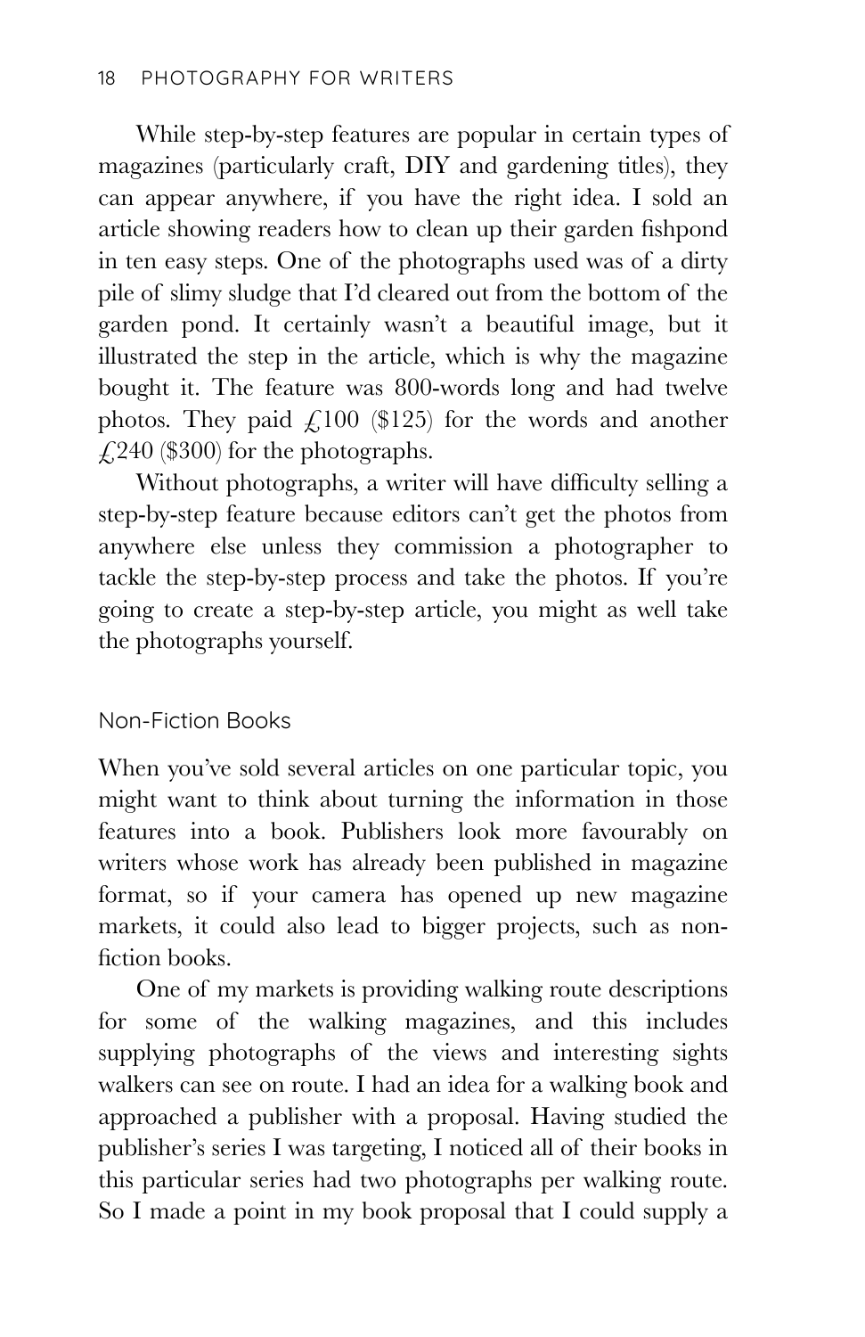While step-by-step features are popular in certain types of magazines (particularly craft, DIY and gardening titles), they can appear anywhere, if you have the right idea. I sold an article showing readers how to clean up their garden fishpond in ten easy steps. One of the photographs used was of a dirty pile of slimy sludge that I'd cleared out from the bottom of the garden pond. It certainly wasn't a beautiful image, but it illustrated the step in the article, which is why the magazine bought it. The feature was 800-words long and had twelve photos. They paid £100 ($125) for the words and another £240 ($300) for the photographs.

Without photographs, a writer will have difficulty selling a step-by-step feature because editors can't get the photos from anywhere else unless they commission a photographer to tackle the step-by-step process and take the photos. If you're going to create a step-by-step article, you might as well take the photographs yourself.

## Non-Fiction Books

When you've sold several articles on one particular topic, you might want to think about turning the information in those features into a book. Publishers look more favourably on writers whose work has already been published in magazine format, so if your camera has opened up new magazine markets, it could also lead to bigger projects, such as non-fiction books.

One of my markets is providing walking route descriptions for some of the walking magazines, and this includes supplying photographs of the views and interesting sights walkers can see on route. I had an idea for a walking book and approached a publisher with a proposal. Having studied the publisher's series I was targeting, I noticed all of their books in this particular series had two photographs per walking route. So I made a point in my book proposal that I could supply a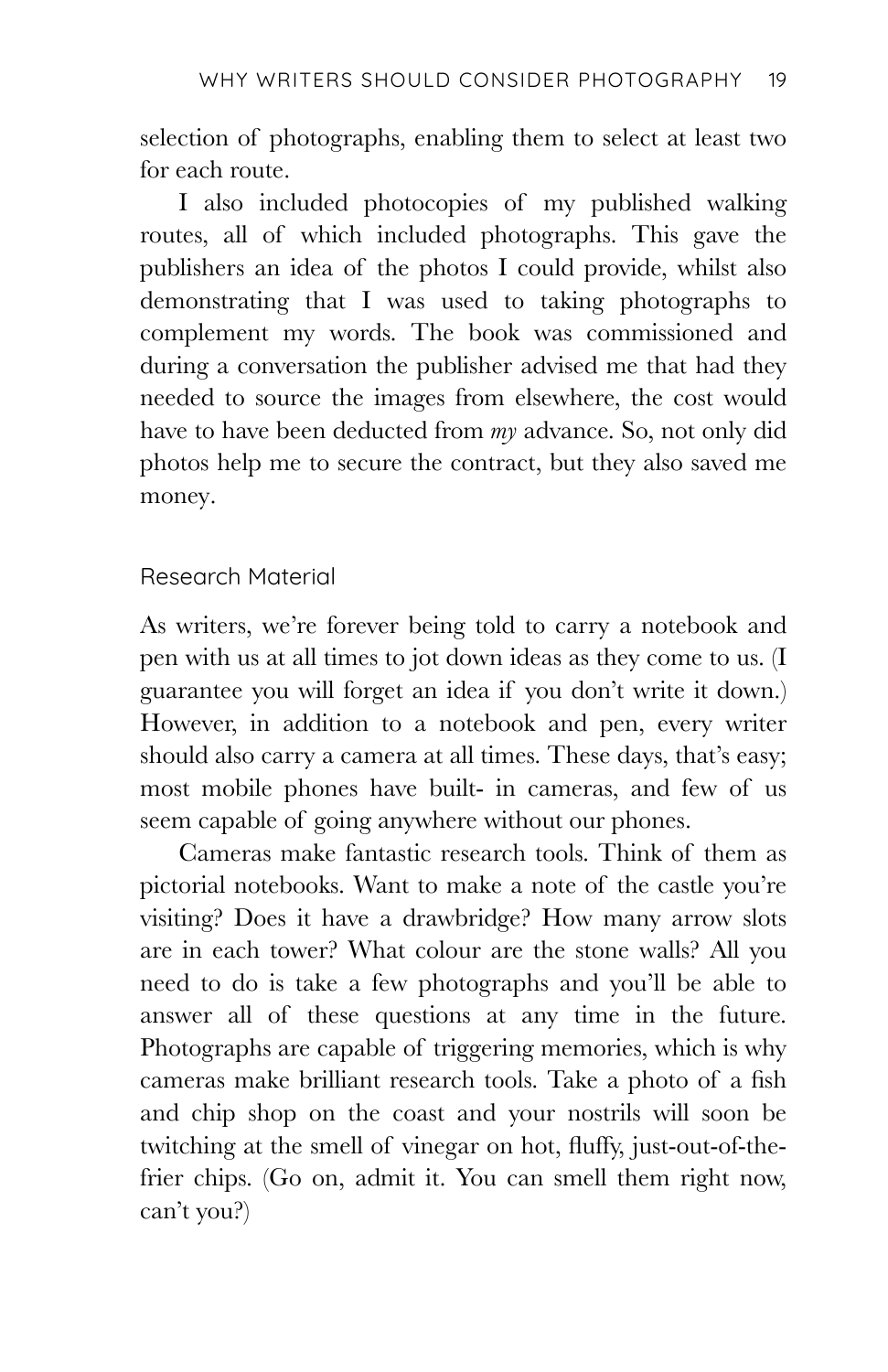selection of photographs, enabling them to select at least two for each route.

I also included photocopies of my published walking routes, all of which included photographs. This gave the publishers an idea of the photos I could provide, whilst also demonstrating that I was used to taking photographs to complement my words. The book was commissioned and during a conversation the publisher advised me that had they needed to source the images from elsewhere, the cost would have to have been deducted from *my* advance. So, not only did photos help me to secure the contract, but they also saved me money.

### Research Material

As writers, we're forever being told to carry a notebook and pen with us at all times to jot down ideas as they come to us. (I guarantee you will forget an idea if you don't write it down.) However, in addition to a notebook and pen, every writer should also carry a camera at all times. These days, that's easy; most mobile phones have built- in cameras, and few of us seem capable of going anywhere without our phones.

Cameras make fantastic research tools. Think of them as pictorial notebooks. Want to make a note of the castle you're visiting? Does it have a drawbridge? How many arrow slots are in each tower? What colour are the stone walls? All you need to do is take a few photographs and you'll be able to answer all of these questions at any time in the future. Photographs are capable of triggering memories, which is why cameras make brilliant research tools. Take a photo of a fish and chip shop on the coast and your nostrils will soon be twitching at the smell of vinegar on hot, fluffy, just-out-of-the-frier chips. (Go on, admit it. You can smell them right now, can't you?)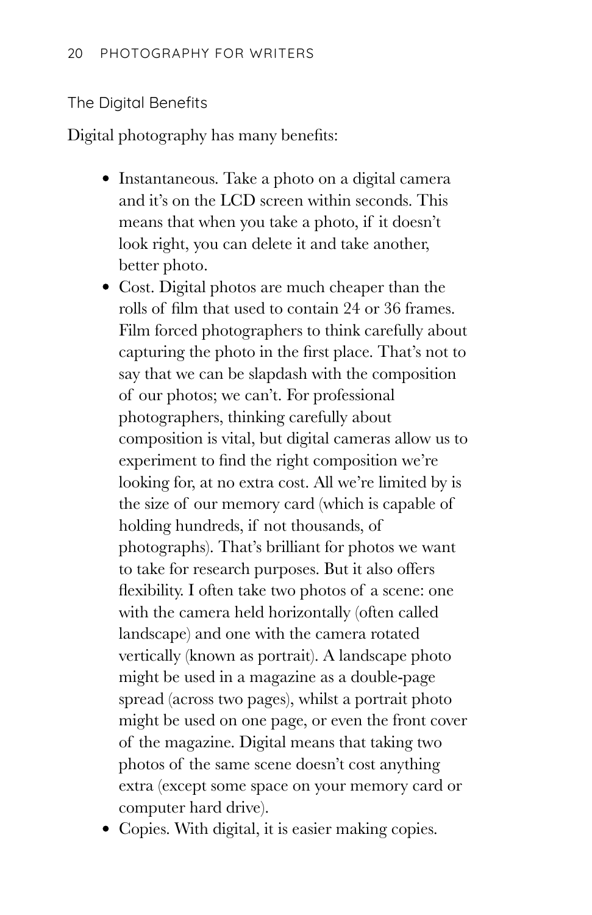### The Digital Benefits

Digital photography has many benefits:

- Instantaneous. Take a photo on a digital camera and it's on the LCD screen within seconds. This means that when you take a photo, if it doesn't look right, you can delete it and take another, better photo.
- Cost. Digital photos are much cheaper than the rolls of film that used to contain 24 or 36 frames. Film forced photographers to think carefully about capturing the photo in the first place. That's not to say that we can be slapdash with the composition of our photos; we can't. For professional photographers, thinking carefully about composition is vital, but digital cameras allow us to experiment to find the right composition we're looking for, at no extra cost. All we're limited by is the size of our memory card (which is capable of holding hundreds, if not thousands, of photographs). That's brilliant for photos we want to take for research purposes. But it also offers flexibility. I often take two photos of a scene: one with the camera held horizontally (often called landscape) and one with the camera rotated vertically (known as portrait). A landscape photo might be used in a magazine as a double-page spread (across two pages), whilst a portrait photo might be used on one page, or even the front cover of the magazine. Digital means that taking two photos of the same scene doesn't cost anything extra (except some space on your memory card or computer hard drive).
- Copies. With digital, it is easier making copies.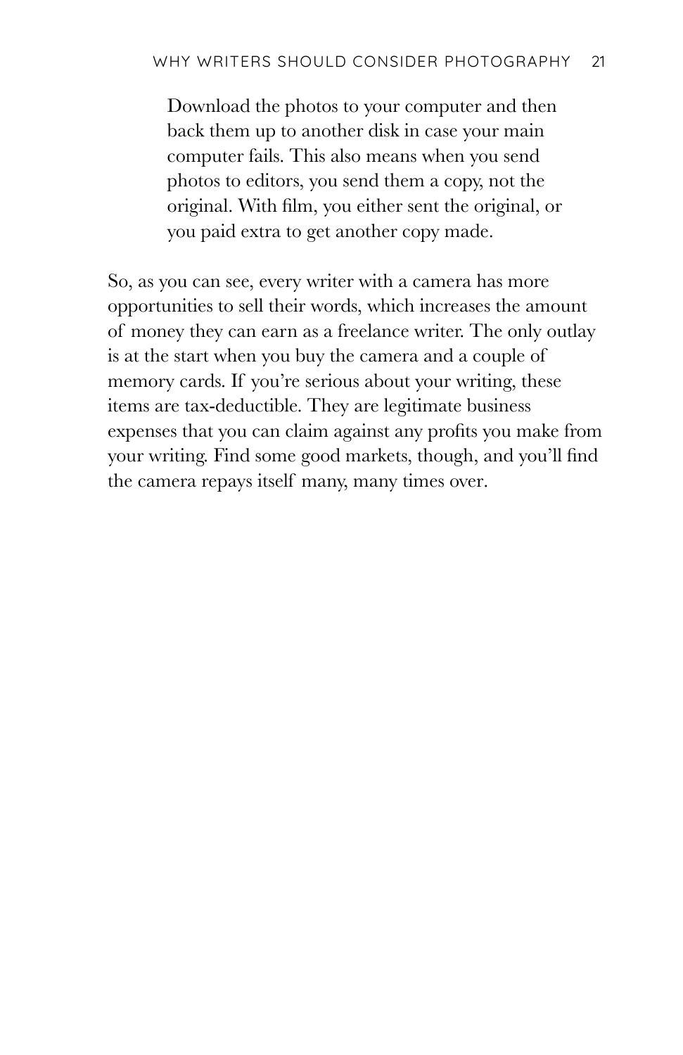Download the photos to your computer and then back them up to another disk in case your main computer fails. This also means when you send photos to editors, you send them a copy, not the original. With film, you either sent the original, or you paid extra to get another copy made.

So, as you can see, every writer with a camera has more opportunities to sell their words, which increases the amount of money they can earn as a freelance writer. The only outlay is at the start when you buy the camera and a couple of memory cards. If you're serious about your writing, these items are tax-deductible. They are legitimate business expenses that you can claim against any profits you make from your writing. Find some good markets, though, and you'll find the camera repays itself many, many times over.